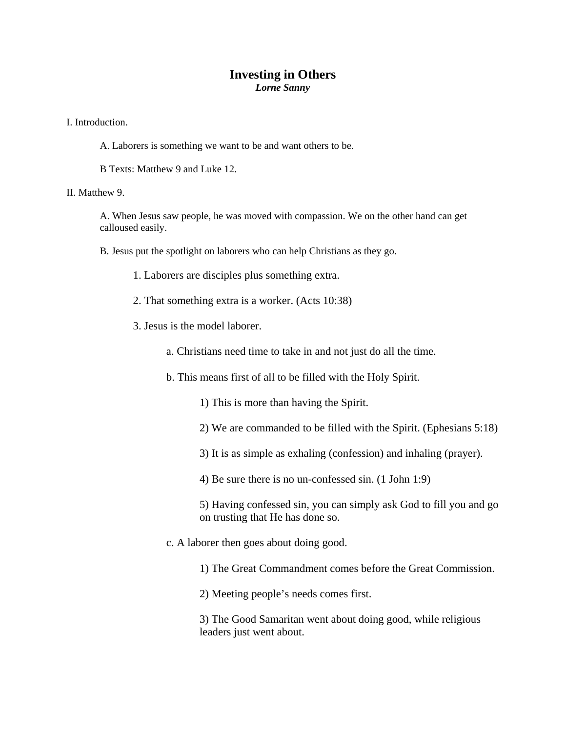# Investing in Others

***Lorne Sanny***

I. Introduction.

A. Laborers is something we want to be and want others to be.

B Texts: Matthew 9 and Luke 12.

II. Matthew 9.

A. When Jesus saw people, he was moved with compassion. We on the other hand can get calloused easily.

B. Jesus put the spotlight on laborers who can help Christians as they go.

1. Laborers are disciples plus something extra.

2. That something extra is a worker. (Acts 10:38)

3. Jesus is the model laborer.

a. Christians need time to take in and not just do all the time.

b. This means first of all to be filled with the Holy Spirit.

1) This is more than having the Spirit.

2) We are commanded to be filled with the Spirit. (Ephesians 5:18)

3) It is as simple as exhaling (confession) and inhaling (prayer).

4) Be sure there is no un-confessed sin. (1 John 1:9)

5) Having confessed sin, you can simply ask God to fill you and go on trusting that He has done so.

c. A laborer then goes about doing good.

1) The Great Commandment comes before the Great Commission.

2) Meeting people's needs comes first.

3) The Good Samaritan went about doing good, while religious leaders just went about.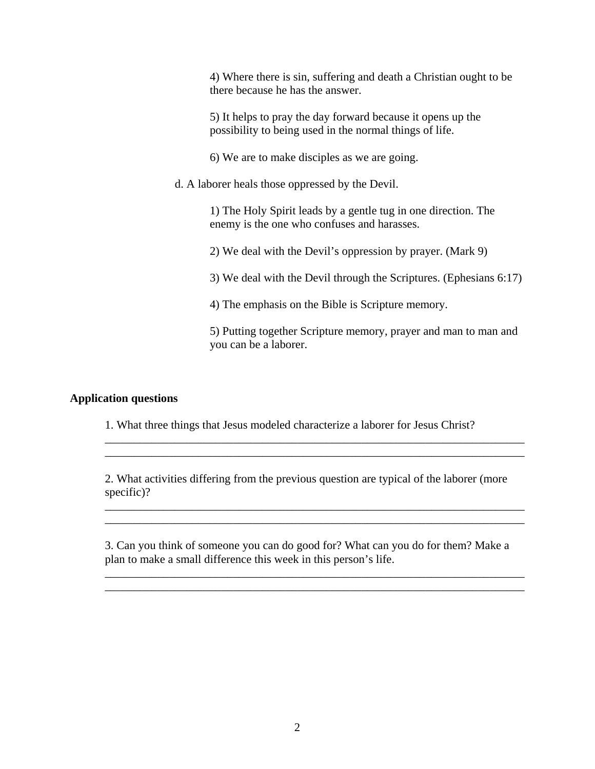4) Where there is sin, suffering and death a Christian ought to be there because he has the answer.

5) It helps to pray the day forward because it opens up the possibility to being used in the normal things of life.

6) We are to make disciples as we are going.

d. A laborer heals those oppressed by the Devil.

1) The Holy Spirit leads by a gentle tug in one direction. The enemy is the one who confuses and harasses.

2) We deal with the Devil's oppression by prayer. (Mark 9)

3) We deal with the Devil through the Scriptures. (Ephesians 6:17)

4) The emphasis on the Bible is Scripture memory.

5) Putting together Scripture memory, prayer and man to man and you can be a laborer.

**Application questions**

1. What three things that Jesus modeled characterize a laborer for Jesus Christ?

___________________________________________________________________________
___________________________________________________________________________

2. What activities differing from the previous question are typical of the laborer (more specific)?

___________________________________________________________________________
___________________________________________________________________________

3. Can you think of someone you can do good for? What can you do for them? Make a plan to make a small difference this week in this person's life.

___________________________________________________________________________
___________________________________________________________________________